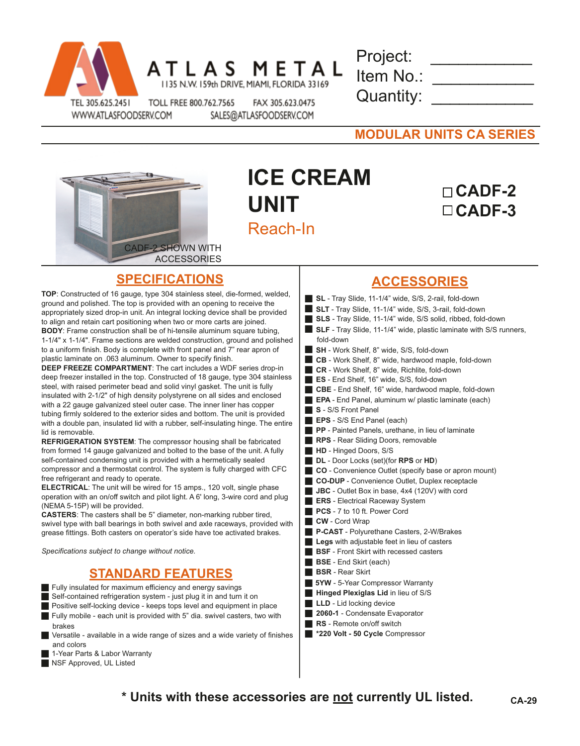ATLAS METAL
1135 N.W. 159th DRIVE, MIAMI, FLORIDA 33169
TEL 305.625.2451 TOLL FREE 800.762.7565 FAX 305.623.0475
WWW.ATLASFOODSERV.COM SALES@ATLASFOODSERV.COM

Project: ___________
Item No.: ___________
Quantity: ___________

**MODULAR UNITS CA SERIES**

CADF-2 SHOWN WITH ACCESSORIES

# ICE CREAM UNIT

## Reach-In

☐ **CADF-2**
☐ **CADF-3**

## SPECIFICATIONS

**TOP**: Constructed of 16 gauge, type 304 stainless steel, die-formed, welded, ground and polished. The top is provided with an opening to receive the appropriately sized drop-in unit. An integral locking device shall be provided to align and retain cart positioning when two or more carts are joined.
**BODY**: Frame construction shall be of hi-tensile aluminum square tubing, 1-1/4" x 1-1/4". Frame sections are welded construction, ground and polished to a uniform finish. Body is complete with front panel and 7" rear apron of plastic laminate on .063 aluminum. Owner to specify finish.
**DEEP FREEZE COMPARTMENT**: The cart includes a WDF series drop-in deep freezer installed in the top. Constructed of 18 gauge, type 304 stainless steel, with raised perimeter bead and solid vinyl gasket. The unit is fully insulated with 2-1/2" of high density polystyrene on all sides and enclosed with a 22 gauge galvanized steel outer case. The inner liner has copper tubing firmly soldered to the exterior sides and bottom. The unit is provided with a double pan, insulated lid with a rubber, self-insulating hinge. The entire lid is removable.
**REFRIGERATION SYSTEM**: The compressor housing shall be fabricated from formed 14 gauge galvanized and bolted to the base of the unit. A fully self-contained condensing unit is provided with a hermetically sealed compressor and a thermostat control. The system is fully charged with CFC free refrigerant and ready to operate.
**ELECTRICAL**: The unit will be wired for 15 amps., 120 volt, single phase operation with an on/off switch and pilot light. A 6' long, 3-wire cord and plug (NEMA 5-15P) will be provided.
**CASTERS**: The casters shall be 5" diameter, non-marking rubber tired, swivel type with ball bearings in both swivel and axle raceways, provided with grease fittings. Both casters on operator's side have toe activated brakes.

*Specifications subject to change without notice.*

## STANDARD FEATURES

- Fully insulated for maximum efficiency and energy savings
- Self-contained refrigeration system - just plug it in and turn it on
- Positive self-locking device - keeps tops level and equipment in place
- Fully mobile - each unit is provided with 5" dia. swivel casters, two with brakes
- Versatile - available in a wide range of sizes and a wide variety of finishes and colors
- 1-Year Parts & Labor Warranty
- NSF Approved, UL Listed

## ACCESSORIES

- **SL** - Tray Slide, 11-1/4" wide, S/S, 2-rail, fold-down
- **SLT** - Tray Slide, 11-1/4" wide, S/S, 3-rail, fold-down
- **SLS** - Tray Slide, 11-1/4" wide, S/S solid, ribbed, fold-down
- **SLF** - Tray Slide, 11-1/4" wide, plastic laminate with S/S runners, fold-down
- **SH** - Work Shelf, 8" wide, S/S, fold-down
- **CB** - Work Shelf, 8" wide, hardwood maple, fold-down
- **CR** - Work Shelf, 8" wide, Richlite, fold-down
- **ES** - End Shelf, 16" wide, S/S, fold-down
- **CBE** - End Shelf, 16" wide, hardwood maple, fold-down
- **EPA** - End Panel, aluminum w/ plastic laminate (each)
- **S** - S/S Front Panel
- **EPS** - S/S End Panel (each)
- **PP** - Painted Panels, urethane, in lieu of laminate
- **RPS** - Rear Sliding Doors, removable
- **HD** - Hinged Doors, S/S
- **DL** - Door Locks (set)(for **RPS** or **HD**)
- **CO** - Convenience Outlet (specify base or apron mount)
- **CO-DUP** - Convenience Outlet, Duplex receptacle
- **JBC** - Outlet Box in base, 4x4 (120V) with cord
- **ERS** - Electrical Raceway System
- **PCS** - 7 to 10 ft. Power Cord
- **CW** - Cord Wrap
- **P-CAST** - Polyurethane Casters, 2-W/Brakes
- **Legs** with adjustable feet in lieu of casters
- **BSF** - Front Skirt with recessed casters
- **BSE** - End Skirt (each)
- **BSR** - Rear Skirt
- **5YW** - 5-Year Compressor Warranty
- **Hinged Plexiglas Lid** in lieu of S/S
- **LLD** - Lid locking device
- **2060-1** - Condensate Evaporator
- **RS** - Remote on/off switch
- ***220 Volt - 50 Cycle** Compressor

**\* Units with these accessories are <u>not</u> currently UL listed.**

CA-29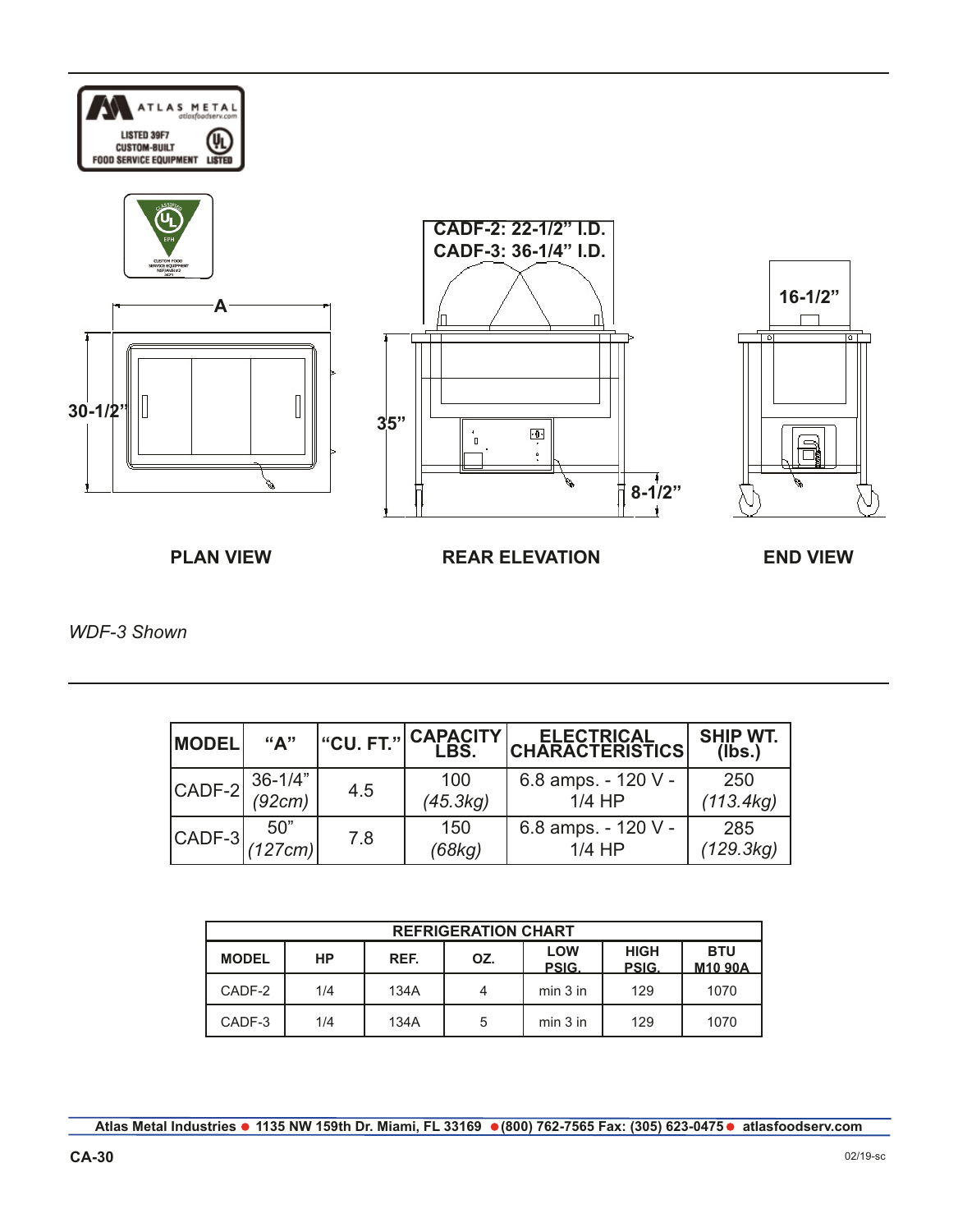CADF-2: 22-1/2" I.D.
CADF-3: 36-1/4" I.D.

A

30-1/2"

35"

8-1/2"

16-1/2"

PLAN VIEW

REAR ELEVATION

END VIEW

*WDF-3 Shown*

| MODEL | "A" | "CU. FT." | CAPACITY LBS. | ELECTRICAL CHARACTERISTICS | SHIP WT. (lbs.) |
|---|---|---|---|---|---|
| CADF-2 | 36-1/4" *(92cm)* | 4.5 | 100 *(45.3kg)* | 6.8 amps. - 120 V - 1/4 HP | 250 *(113.4kg)* |
| CADF-3 | 50" *(127cm)* | 7.8 | 150 *(68kg)* | 6.8 amps. - 120 V - 1/4 HP | 285 *(129.3kg)* |

| REFRIGERATION CHART | | | | | | |
|---|---|---|---|---|---|---|
| MODEL | HP | REF. | OZ. | LOW PSIG. | HIGH PSIG. | BTU M10 90A |
| CADF-2 | 1/4 | 134A | 4 | min 3 in | 129 | 1070 |
| CADF-3 | 1/4 | 134A | 5 | min 3 in | 129 | 1070 |

Atlas Metal Industries ● 1135 NW 159th Dr. Miami, FL 33169 ● (800) 762-7565 Fax: (305) 623-0475 ● atlasfoodserv.com

CA-30

02/19-sc